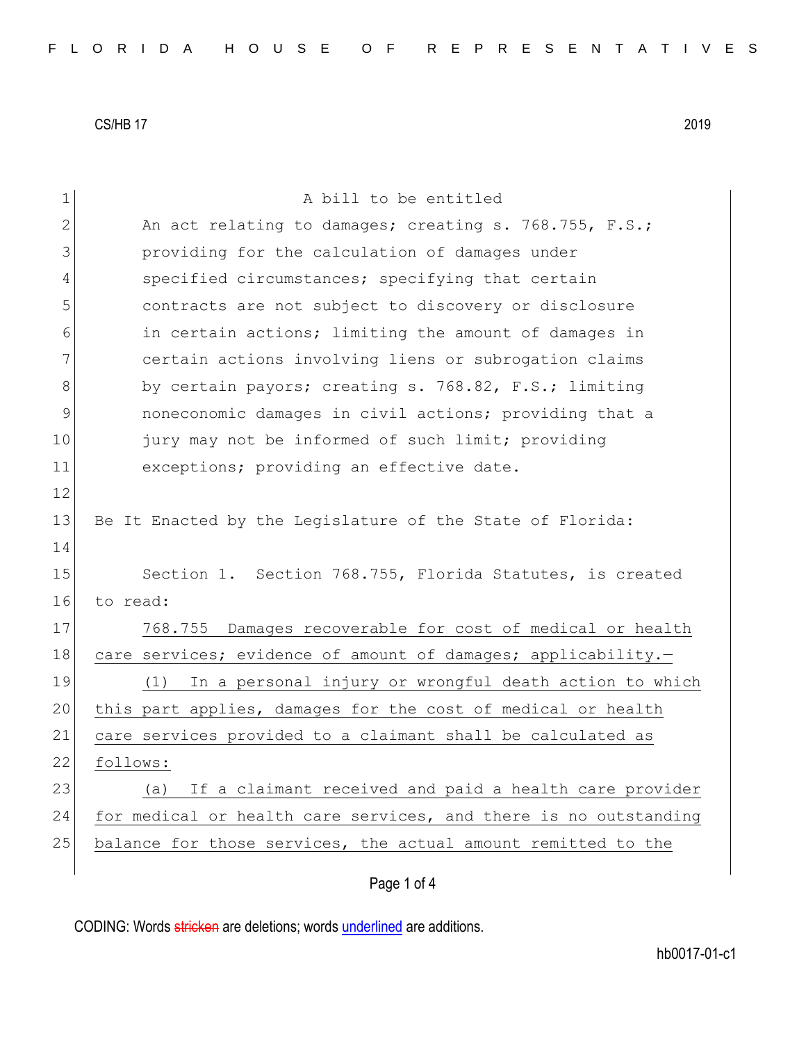CS/HB 17 2019

A bill to be entitled

An act relating to damages; creating s. 768.755, F.S.; providing for the calculation of damages under specified circumstances; specifying that certain contracts are not subject to discovery or disclosure in certain actions; limiting the amount of damages in certain actions involving liens or subrogation claims by certain payors; creating s. 768.82, F.S.; limiting noneconomic damages in civil actions; providing that a jury may not be informed of such limit; providing exceptions; providing an effective date.

Be It Enacted by the Legislature of the State of Florida:

Section 1. Section 768.755, Florida Statutes, is created to read:

768.755 Damages recoverable for cost of medical or health care services; evidence of amount of damages; applicability.—

(1) In a personal injury or wrongful death action to which this part applies, damages for the cost of medical or health care services provided to a claimant shall be calculated as follows:

(a) If a claimant received and paid a health care provider for medical or health care services, and there is no outstanding balance for those services, the actual amount remitted to the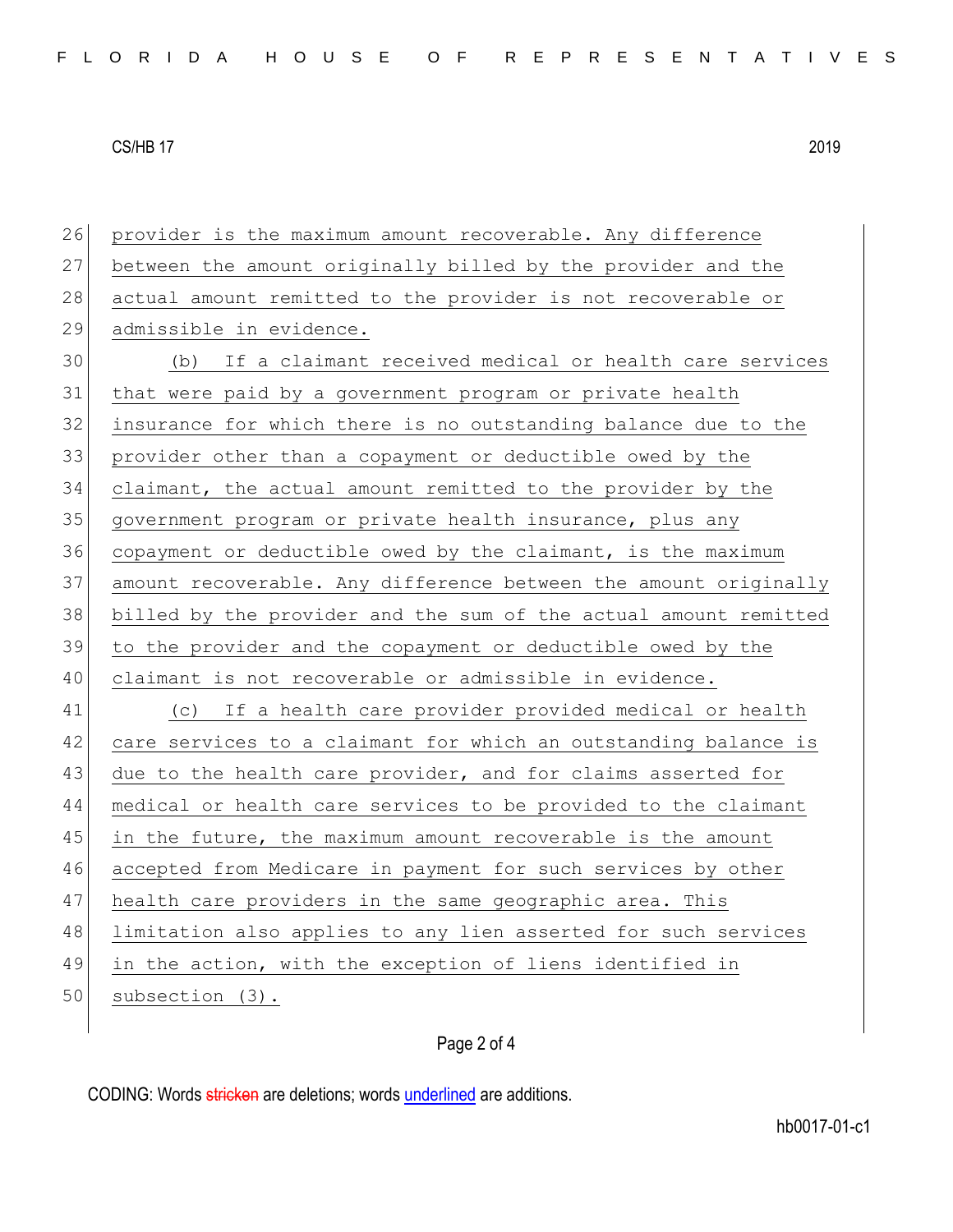provider is the maximum amount recoverable. Any difference between the amount originally billed by the provider and the actual amount remitted to the provider is not recoverable or admissible in evidence.

(b) If a claimant received medical or health care services that were paid by a government program or private health insurance for which there is no outstanding balance due to the provider other than a copayment or deductible owed by the claimant, the actual amount remitted to the provider by the government program or private health insurance, plus any copayment or deductible owed by the claimant, is the maximum amount recoverable. Any difference between the amount originally billed by the provider and the sum of the actual amount remitted to the provider and the copayment or deductible owed by the claimant is not recoverable or admissible in evidence.

(c) If a health care provider provided medical or health care services to a claimant for which an outstanding balance is due to the health care provider, and for claims asserted for medical or health care services to be provided to the claimant in the future, the maximum amount recoverable is the amount accepted from Medicare in payment for such services by other health care providers in the same geographic area. This limitation also applies to any lien asserted for such services in the action, with the exception of liens identified in subsection (3).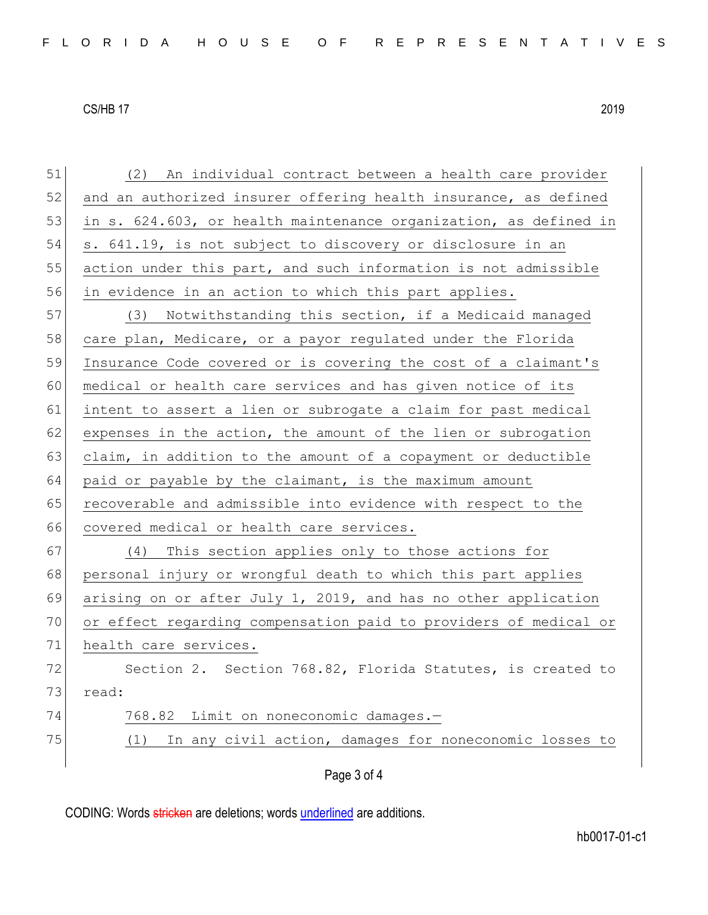(2) An individual contract between a health care provider and an authorized insurer offering health insurance, as defined in s. 624.603, or health maintenance organization, as defined in s. 641.19, is not subject to discovery or disclosure in an action under this part, and such information is not admissible in evidence in an action to which this part applies.

(3) Notwithstanding this section, if a Medicaid managed care plan, Medicare, or a payor regulated under the Florida Insurance Code covered or is covering the cost of a claimant's medical or health care services and has given notice of its intent to assert a lien or subrogate a claim for past medical expenses in the action, the amount of the lien or subrogation claim, in addition to the amount of a copayment or deductible paid or payable by the claimant, is the maximum amount recoverable and admissible into evidence with respect to the covered medical or health care services.

(4) This section applies only to those actions for personal injury or wrongful death to which this part applies arising on or after July 1, 2019, and has no other application or effect regarding compensation paid to providers of medical or health care services.

Section 2. Section 768.82, Florida Statutes, is created to read:

768.82 Limit on noneconomic damages.—

(1) In any civil action, damages for noneconomic losses to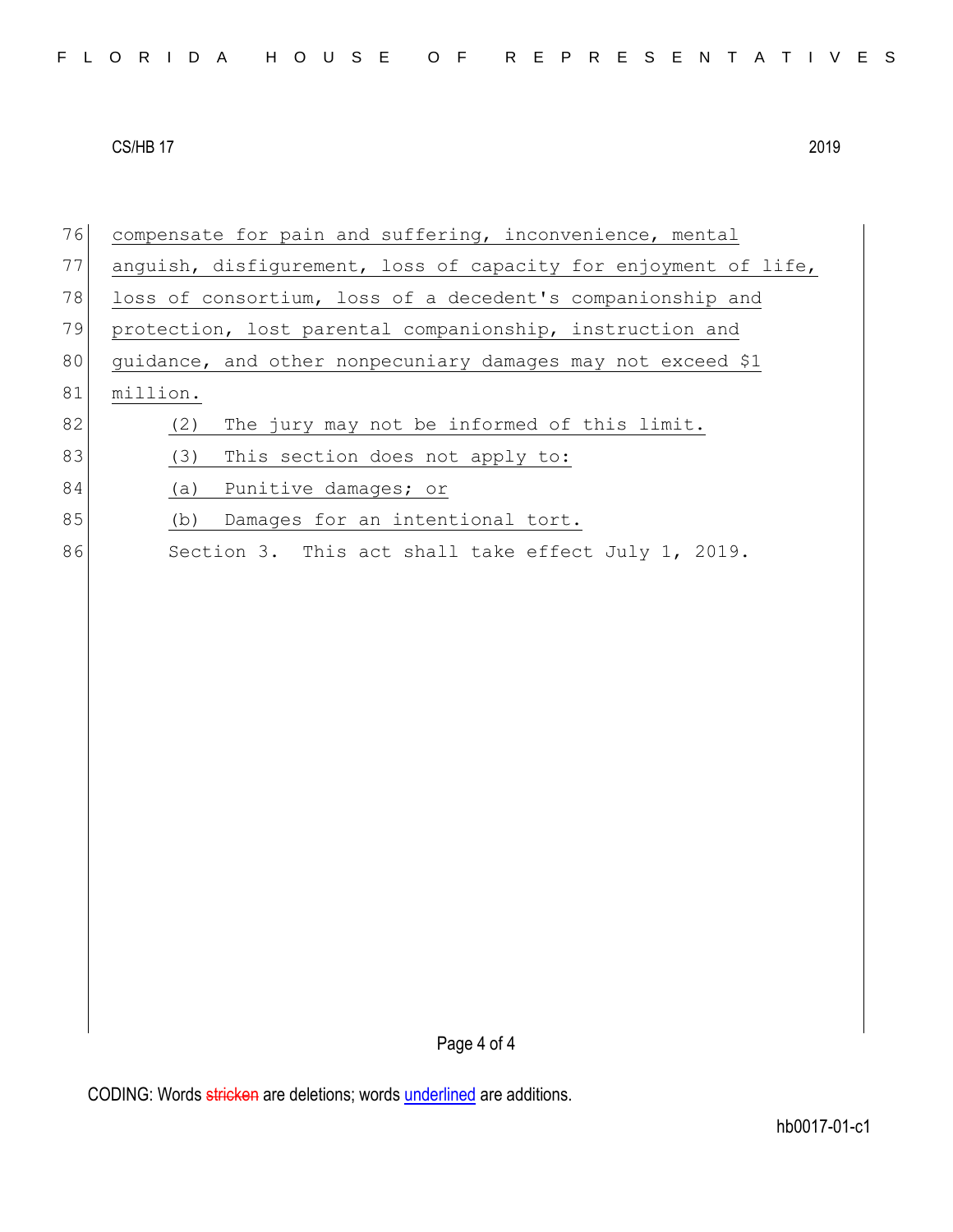76 compensate for pain and suffering, inconvenience, mental
77 anguish, disfigurement, loss of capacity for enjoyment of life,
78 loss of consortium, loss of a decedent's companionship and
79 protection, lost parental companionship, instruction and
80 guidance, and other nonpecuniary damages may not exceed $1
81 million.

82 (2) The jury may not be informed of this limit.

83 (3) This section does not apply to:

84 (a) Punitive damages; or

85 (b) Damages for an intentional tort.

86 Section 3. This act shall take effect July 1, 2019.

CODING: Words stricken are deletions; words underlined are additions.

hb0017-01-c1